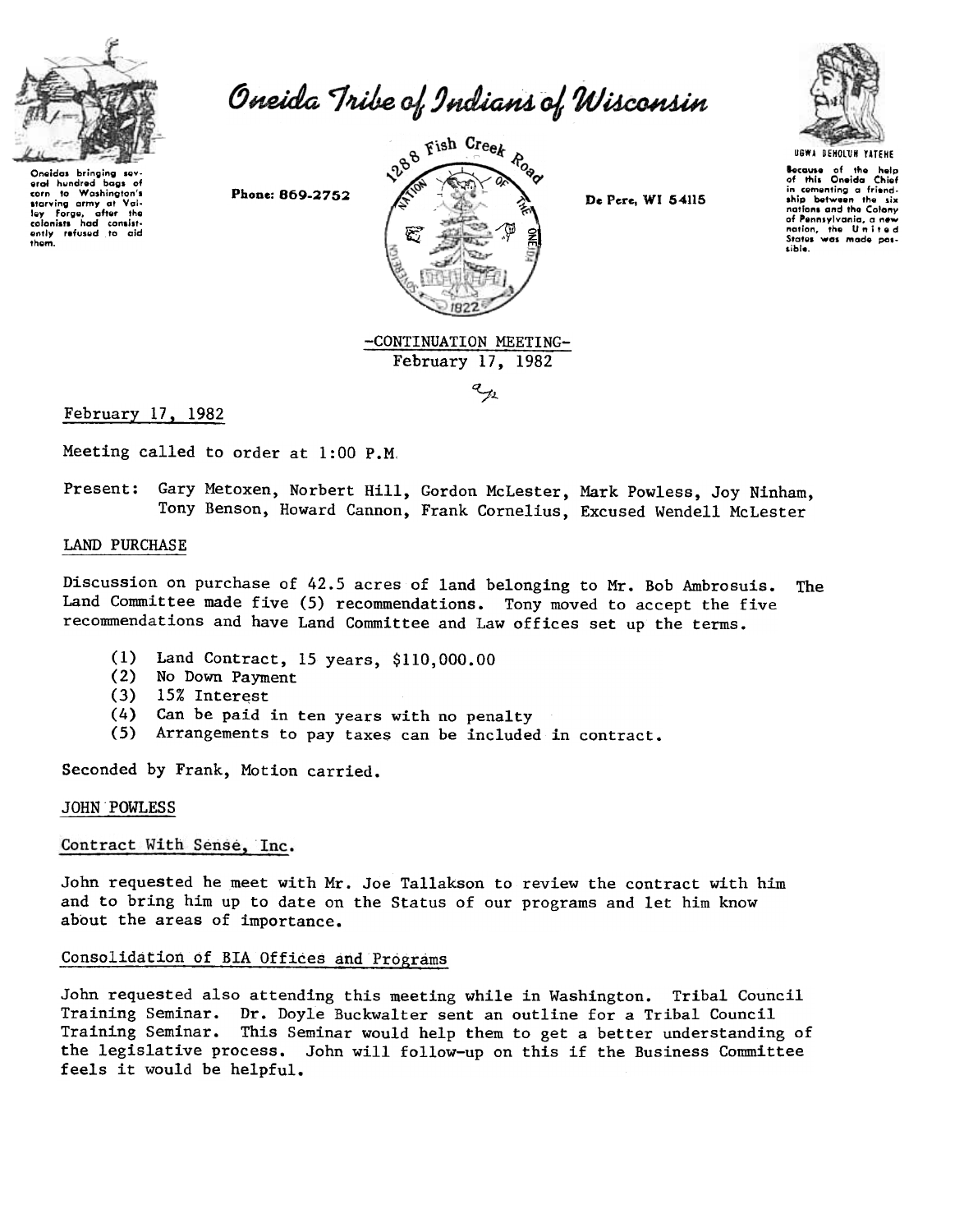# Oneida Tribe of Indians of Wisconsin

Oneidas bringing several hundred bags of corn to Washington's starving army at Valley Forge, after the colonists had consistently refused to aid them.

Phone: 869-2752

1288 Fish Creek Road

De Pere, WI 54115

UGWA DEHOLUH YATEHE

Because of the help of this Oneida Chief in cementing a friendship between the six nations and the Colony of Pennsylvania, a new nation, the United States was made possible.

-CONTINUATION MEETING-
February 17, 1982

February 17, 1982

Meeting called to order at 1:00 P.M.

Present: Gary Metoxen, Norbert Hill, Gordon McLester, Mark Powless, Joy Ninham, Tony Benson, Howard Cannon, Frank Cornelius, Excused Wendell McLester

## LAND PURCHASE

Discussion on purchase of 42.5 acres of land belonging to Mr. Bob Ambrosuis. The Land Committee made five (5) recommendations. Tony moved to accept the five recommendations and have Land Committee and Law offices set up the terms.

(1) Land Contract, 15 years, $110,000.00
(2) No Down Payment
(3) 15% Interest
(4) Can be paid in ten years with no penalty
(5) Arrangements to pay taxes can be included in contract.

Seconded by Frank, Motion carried.

## JOHN POWLESS

### Contract With Sense, Inc.

John requested he meet with Mr. Joe Tallakson to review the contract with him and to bring him up to date on the Status of our programs and let him know about the areas of importance.

### Consolidation of BIA Offices and Programs

John requested also attending this meeting while in Washington. Tribal Council Training Seminar. Dr. Doyle Buckwalter sent an outline for a Tribal Council Training Seminar. This Seminar would help them to get a better understanding of the legislative process. John will follow-up on this if the Business Committee feels it would be helpful.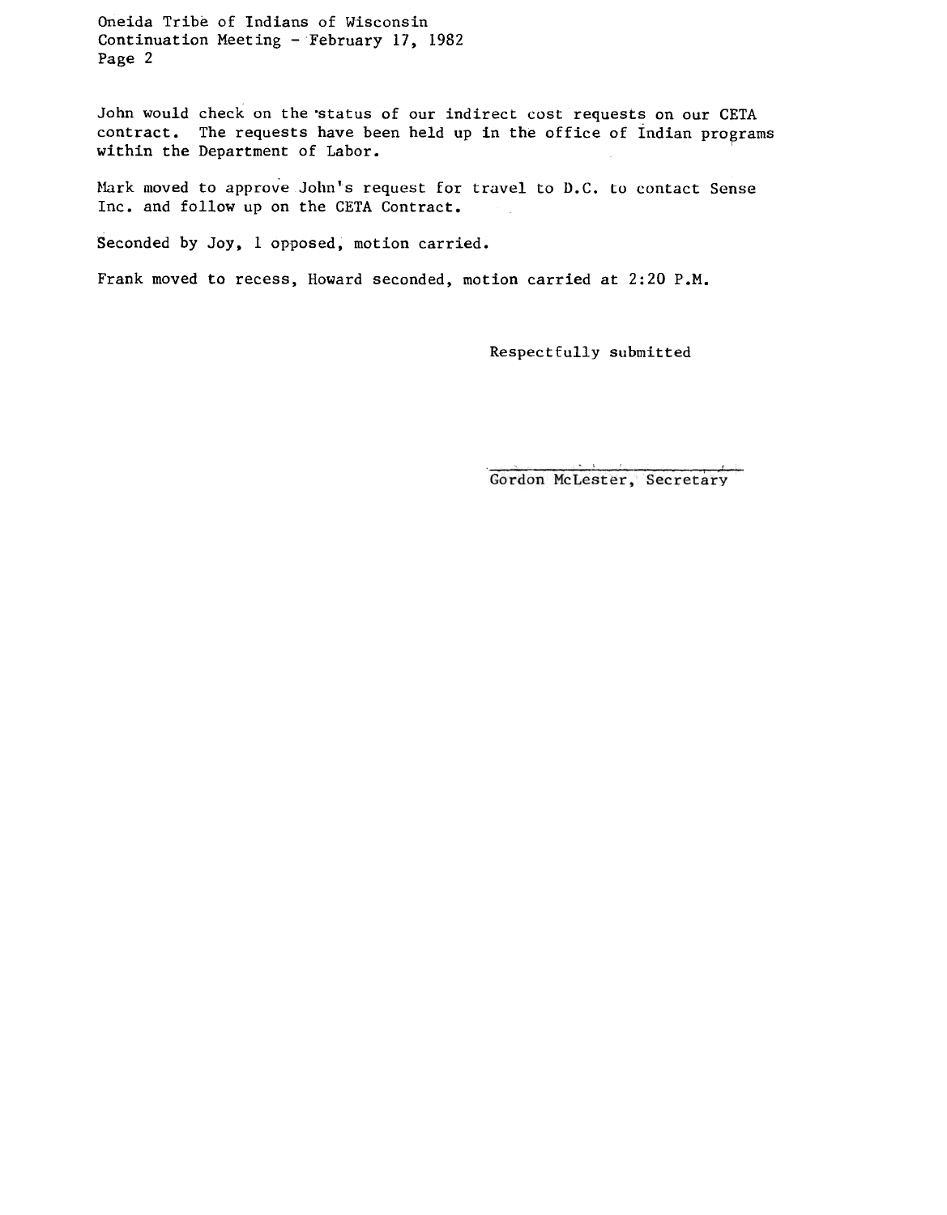John would check on the status of our indirect cost requests on our CETA contract. The requests have been held up in the office of Indian programs within the Department of Labor.

Mark moved to approve John's request for travel to D.C. to contact Sense Inc. and follow up on the CETA Contract.

Seconded by Joy, 1 opposed, motion carried.

Frank moved to recess, Howard seconded, motion carried at 2:20 P.M.

Respectfully submitted

Gordon McLester, Secretary